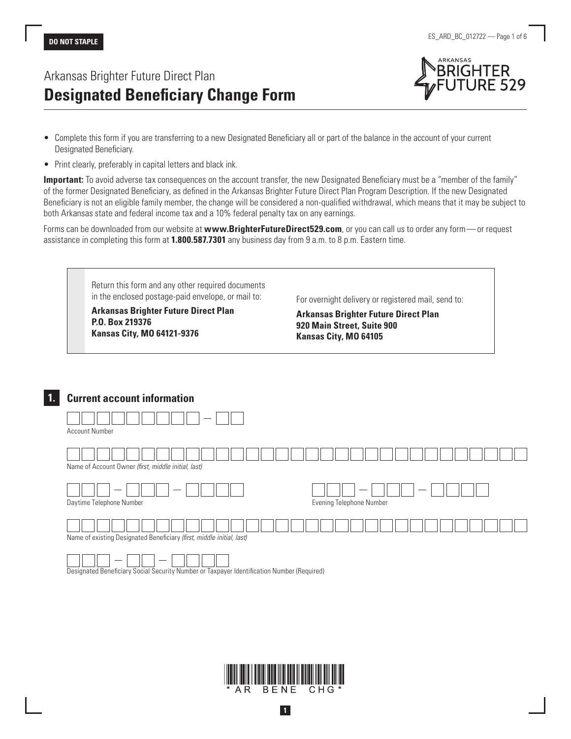DO NOT STAPLE

Arkansas Brighter Future Direct Plan

# Designated Beneficiary Change Form

- Complete this form if you are transferring to a new Designated Beneficiary all or part of the balance in the account of your current Designated Beneficiary.
- Print clearly, preferably in capital letters and black ink.

**Important:** To avoid adverse tax consequences on the account transfer, the new Designated Beneficiary must be a "member of the family" of the former Designated Beneficiary, as defined in the Arkansas Brighter Future Direct Plan Program Description. If the new Designated Beneficiary is not an eligible family member, the change will be considered a non-qualified withdrawal, which means that it may be subject to both Arkansas state and federal income tax and a 10% federal penalty tax on any earnings.

Forms can be downloaded from our website at **www.BrighterFutureDirect529.com**, or you can call us to order any form — or request assistance in completing this form at **1.800.587.7301** any business day from 9 a.m. to 8 p.m. Eastern time.

Return this form and any other required documents in the enclosed postage-paid envelope, or mail to:

**Arkansas Brighter Future Direct Plan**
**P.O. Box 219376**
**Kansas City, MO 64121-9376**

For overnight delivery or registered mail, send to:

**Arkansas Brighter Future Direct Plan**
**920 Main Street, Suite 900**
**Kansas City, MO 64105**

## 1. Current account information

Account Number

Name of Account Owner *(first, middle initial, last)*

Daytime Telephone Number

Evening Telephone Number

Name of existing Designated Beneficiary *(first, middle initial, last)*

Designated Beneficiary Social Security Number or Taxpayer Identification Number (Required)

\* AR BENE CHG \*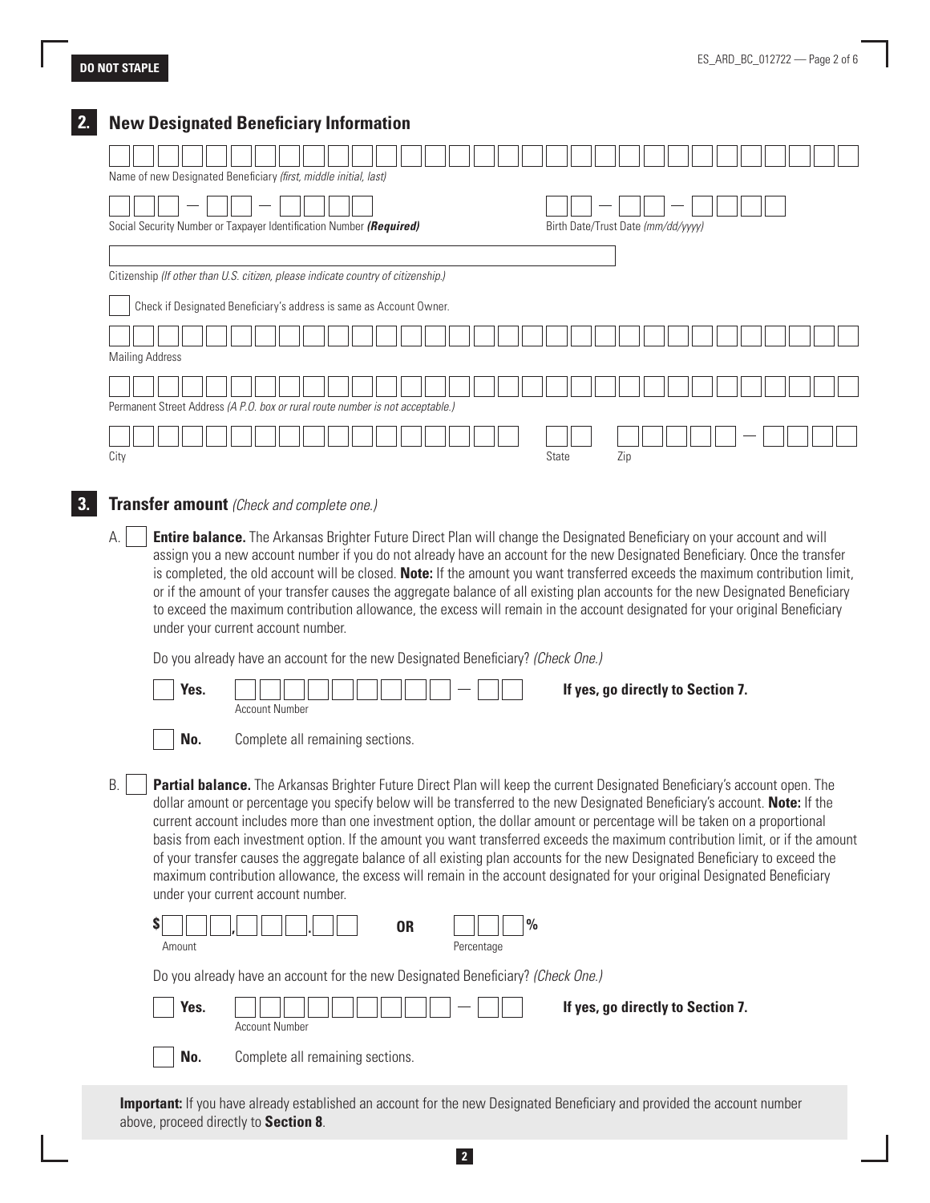DO NOT STAPLE

## 2. New Designated Beneficiary Information

Name of new Designated Beneficiary *(first, middle initial, last)*

Social Security Number or Taxpayer Identification Number ***(Required)***

Birth Date/Trust Date *(mm/dd/yyyy)*

Citizenship *(If other than U.S. citizen, please indicate country of citizenship.)*

☐ Check if Designated Beneficiary's address is same as Account Owner.

Mailing Address

Permanent Street Address *(A P.O. box or rural route number is not acceptable.)*

City | State | Zip

## 3. Transfer amount *(Check and complete one.)*

A. ☐ **Entire balance.** The Arkansas Brighter Future Direct Plan will change the Designated Beneficiary on your account and will assign you a new account number if you do not already have an account for the new Designated Beneficiary. Once the transfer is completed, the old account will be closed. **Note:** If the amount you want transferred exceeds the maximum contribution limit, or if the amount of your transfer causes the aggregate balance of all existing plan accounts for the new Designated Beneficiary to exceed the maximum contribution allowance, the excess will remain in the account designated for your original Beneficiary under your current account number.

Do you already have an account for the new Designated Beneficiary? *(Check One.)*

☐ **Yes.** Account Number — **If yes, go directly to Section 7.**

☐ **No.** Complete all remaining sections.

B. ☐ **Partial balance.** The Arkansas Brighter Future Direct Plan will keep the current Designated Beneficiary's account open. The dollar amount or percentage you specify below will be transferred to the new Designated Beneficiary's account. **Note:** If the current account includes more than one investment option, the dollar amount or percentage will be taken on a proportional basis from each investment option. If the amount you want transferred exceeds the maximum contribution limit, or if the amount of your transfer causes the aggregate balance of all existing plan accounts for the new Designated Beneficiary to exceed the maximum contribution allowance, the excess will remain in the account designated for your original Designated Beneficiary under your current account number.

$ ___,___.__ Amount **OR** ___% Percentage

Do you already have an account for the new Designated Beneficiary? *(Check One.)*

☐ **Yes.** Account Number — **If yes, go directly to Section 7.**

☐ **No.** Complete all remaining sections.

**Important:** If you have already established an account for the new Designated Beneficiary and provided the account number above, proceed directly to **Section 8**.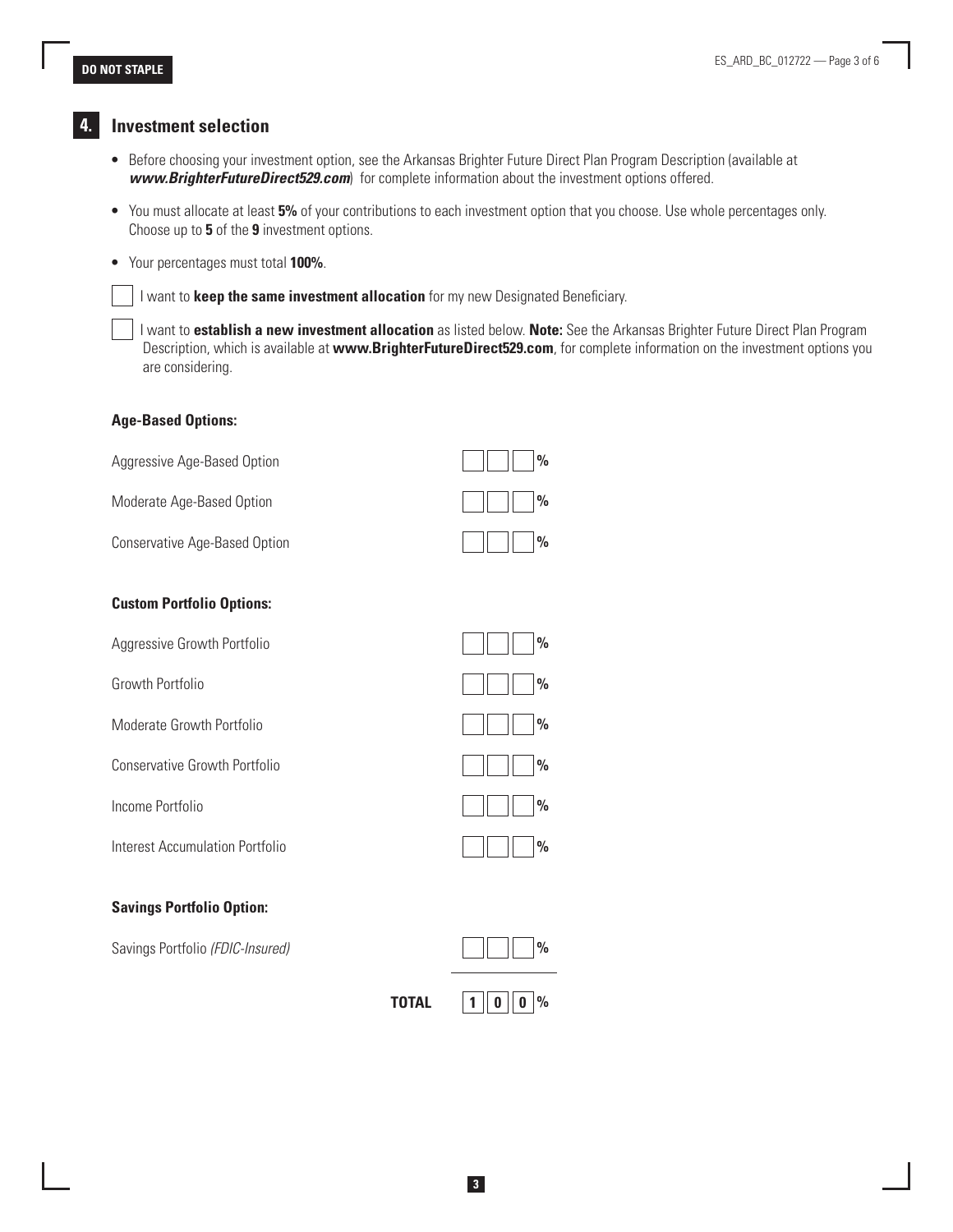## 4. Investment selection

- Before choosing your investment option, see the Arkansas Brighter Future Direct Plan Program Description (available at ***www.BrighterFutureDirect529.com***) for complete information about the investment options offered.
- You must allocate at least **5%** of your contributions to each investment option that you choose. Use whole percentages only. Choose up to **5** of the **9** investment options.
- Your percentages must total **100%**.

☐ I want to **keep the same investment allocation** for my new Designated Beneficiary.

☐ I want to **establish a new investment allocation** as listed below. **Note:** See the Arkansas Brighter Future Direct Plan Program Description, which is available at **www.BrighterFutureDirect529.com**, for complete information on the investment options you are considering.

**Age-Based Options:**

| Option | Allocation |
|---|---|
| Aggressive Age-Based Option | ___ % |
| Moderate Age-Based Option | ___ % |
| Conservative Age-Based Option | ___ % |

**Custom Portfolio Options:**

| Option | Allocation |
|---|---|
| Aggressive Growth Portfolio | ___ % |
| Growth Portfolio | ___ % |
| Moderate Growth Portfolio | ___ % |
| Conservative Growth Portfolio | ___ % |
| Income Portfolio | ___ % |
| Interest Accumulation Portfolio | ___ % |

**Savings Portfolio Option:**

| Option | Allocation |
|---|---|
| Savings Portfolio *(FDIC-Insured)* | ___ % |
| **TOTAL** | 100 % |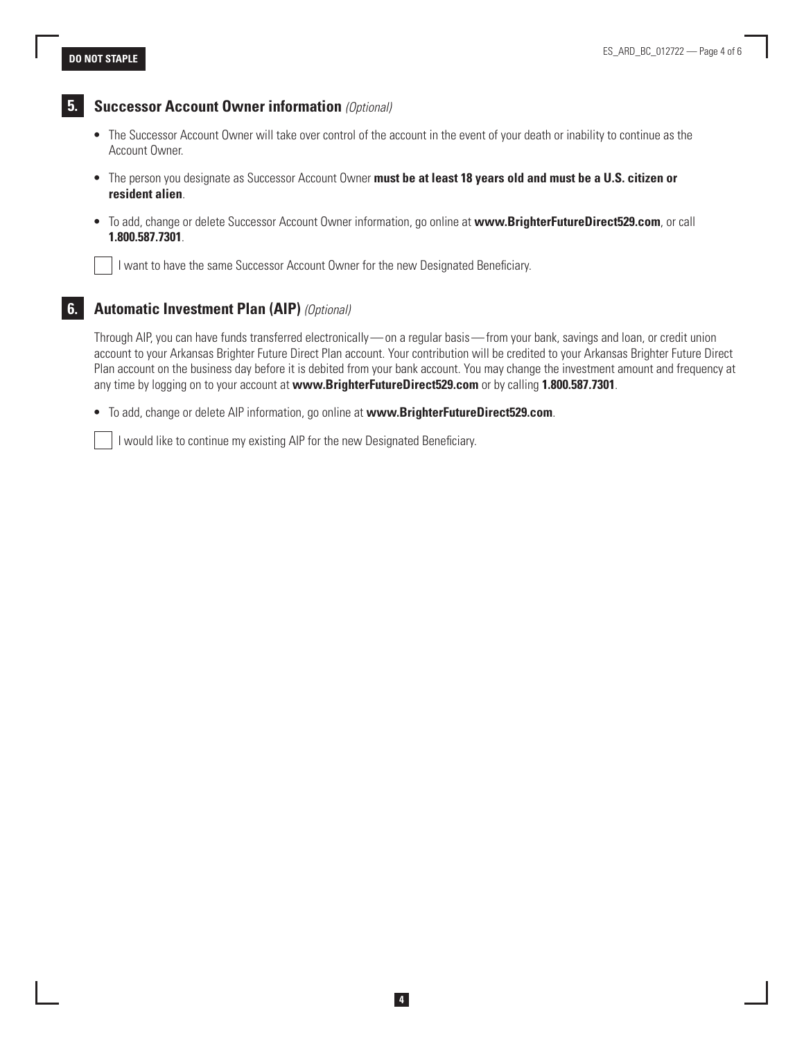## 5. Successor Account Owner information *(Optional)*

- The Successor Account Owner will take over control of the account in the event of your death or inability to continue as the Account Owner.
- The person you designate as Successor Account Owner **must be at least 18 years old and must be a U.S. citizen or resident alien**.
- To add, change or delete Successor Account Owner information, go online at **www.BrighterFutureDirect529.com**, or call **1.800.587.7301**.

☐ I want to have the same Successor Account Owner for the new Designated Beneficiary.

## 6. Automatic Investment Plan (AIP) *(Optional)*

Through AIP, you can have funds transferred electronically — on a regular basis — from your bank, savings and loan, or credit union account to your Arkansas Brighter Future Direct Plan account. Your contribution will be credited to your Arkansas Brighter Future Direct Plan account on the business day before it is debited from your bank account. You may change the investment amount and frequency at any time by logging on to your account at **www.BrighterFutureDirect529.com** or by calling **1.800.587.7301**.

- To add, change or delete AIP information, go online at **www.BrighterFutureDirect529.com**.

☐ I would like to continue my existing AIP for the new Designated Beneficiary.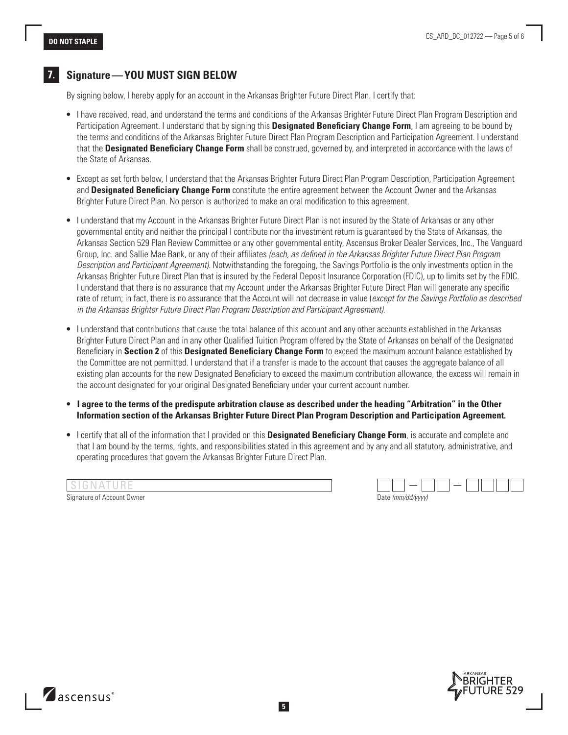DO NOT STAPLE

## 7. Signature — YOU MUST SIGN BELOW

By signing below, I hereby apply for an account in the Arkansas Brighter Future Direct Plan. I certify that:

- I have received, read, and understand the terms and conditions of the Arkansas Brighter Future Direct Plan Program Description and Participation Agreement. I understand that by signing this **Designated Beneficiary Change Form**, I am agreeing to be bound by the terms and conditions of the Arkansas Brighter Future Direct Plan Program Description and Participation Agreement. I understand that the **Designated Beneficiary Change Form** shall be construed, governed by, and interpreted in accordance with the laws of the State of Arkansas.
- Except as set forth below, I understand that the Arkansas Brighter Future Direct Plan Program Description, Participation Agreement and **Designated Beneficiary Change Form** constitute the entire agreement between the Account Owner and the Arkansas Brighter Future Direct Plan. No person is authorized to make an oral modification to this agreement.
- I understand that my Account in the Arkansas Brighter Future Direct Plan is not insured by the State of Arkansas or any other governmental entity and neither the principal I contribute nor the investment return is guaranteed by the State of Arkansas, the Arkansas Section 529 Plan Review Committee or any other governmental entity, Ascensus Broker Dealer Services, Inc., The Vanguard Group, Inc. and Sallie Mae Bank, or any of their affiliates *(each, as defined in the Arkansas Brighter Future Direct Plan Program Description and Participant Agreement)*. Notwithstanding the foregoing, the Savings Portfolio is the only investments option in the Arkansas Brighter Future Direct Plan that is insured by the Federal Deposit Insurance Corporation (FDIC), up to limits set by the FDIC. I understand that there is no assurance that my Account under the Arkansas Brighter Future Direct Plan will generate any specific rate of return; in fact, there is no assurance that the Account will not decrease in value (*except for the Savings Portfolio as described in the Arkansas Brighter Future Direct Plan Program Description and Participant Agreement)*.
- I understand that contributions that cause the total balance of this account and any other accounts established in the Arkansas Brighter Future Direct Plan and in any other Qualified Tuition Program offered by the State of Arkansas on behalf of the Designated Beneficiary in **Section 2** of this **Designated Beneficiary Change Form** to exceed the maximum account balance established by the Committee are not permitted. I understand that if a transfer is made to the account that causes the aggregate balance of all existing plan accounts for the new Designated Beneficiary to exceed the maximum contribution allowance, the excess will remain in the account designated for your original Designated Beneficiary under your current account number.
- **I agree to the terms of the predispute arbitration clause as described under the heading "Arbitration" in the Other Information section of the Arkansas Brighter Future Direct Plan Program Description and Participation Agreement.**
- I certify that all of the information that I provided on this **Designated Beneficiary Change Form**, is accurate and complete and that I am bound by the terms, rights, and responsibilities stated in this agreement and by any and all statutory, administrative, and operating procedures that govern the Arkansas Brighter Future Direct Plan.

SIGNATURE

Signature of Account Owner

__ __ – __ __ – __ __ __ __

Date *(mm/dd/yyyy)*